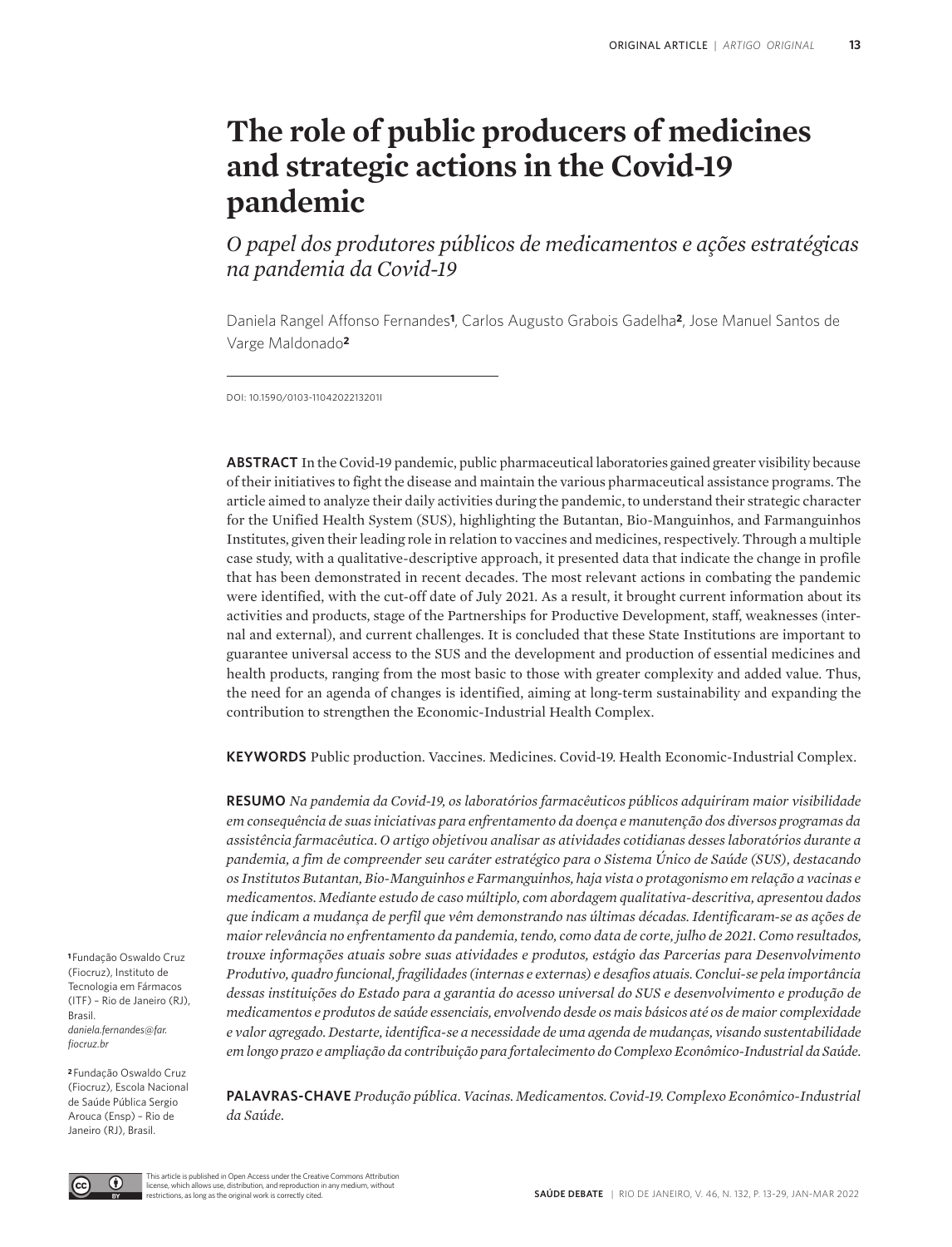# The role of public producers of medicines and strategic actions in the Covid-19 pandemic

*O papel dos produtores públicos de medicamentos e ações estratégicas na pandemia da Covid-19*

Daniela Rangel Affonso Fernandes[1], Carlos Augusto Grabois Gadelha[2], Jose Manuel Santos de Varge Maldonado[2]

DOI: 10.1590/0103-1104202213201I

**ABSTRACT** In the Covid-19 pandemic, public pharmaceutical laboratories gained greater visibility because of their initiatives to fight the disease and maintain the various pharmaceutical assistance programs. The article aimed to analyze their daily activities during the pandemic, to understand their strategic character for the Unified Health System (SUS), highlighting the Butantan, Bio-Manguinhos, and Farmanguinhos Institutes, given their leading role in relation to vaccines and medicines, respectively. Through a multiple case study, with a qualitative-descriptive approach, it presented data that indicate the change in profile that has been demonstrated in recent decades. The most relevant actions in combating the pandemic were identified, with the cut-off date of July 2021. As a result, it brought current information about its activities and products, stage of the Partnerships for Productive Development, staff, weaknesses (internal and external), and current challenges. It is concluded that these State Institutions are important to guarantee universal access to the SUS and the development and production of essential medicines and health products, ranging from the most basic to those with greater complexity and added value. Thus, the need for an agenda of changes is identified, aiming at long-term sustainability and expanding the contribution to strengthen the Economic-Industrial Health Complex.

**KEYWORDS** Public production. Vaccines. Medicines. Covid-19. Health Economic-Industrial Complex.

**RESUMO** *Na pandemia da Covid-19, os laboratórios farmacêuticos públicos adquiriram maior visibilidade em consequência de suas iniciativas para enfrentamento da doença e manutenção dos diversos programas da assistência farmacêutica. O artigo objetivou analisar as atividades cotidianas desses laboratórios durante a pandemia, a fim de compreender seu caráter estratégico para o Sistema Único de Saúde (SUS), destacando os Institutos Butantan, Bio-Manguinhos e Farmanguinhos, haja vista o protagonismo em relação a vacinas e medicamentos. Mediante estudo de caso múltiplo, com abordagem qualitativa-descritiva, apresentou dados que indicam a mudança de perfil que vêm demonstrando nas últimas décadas. Identificaram-se as ações de maior relevância no enfrentamento da pandemia, tendo, como data de corte, julho de 2021. Como resultados, trouxe informações atuais sobre suas atividades e produtos, estágio das Parcerias para Desenvolvimento Produtivo, quadro funcional, fragilidades (internas e externas) e desafios atuais. Conclui-se pela importância dessas instituições do Estado para a garantia do acesso universal do SUS e desenvolvimento e produção de medicamentos e produtos de saúde essenciais, envolvendo desde os mais básicos até os de maior complexidade e valor agregado. Destarte, identifica-se a necessidade de uma agenda de mudanças, visando sustentabilidade em longo prazo e ampliação da contribuição para fortalecimento do Complexo Econômico-Industrial da Saúde.*

**PALAVRAS-CHAVE** *Produção pública. Vacinas. Medicamentos. Covid-19. Complexo Econômico-Industrial da Saúde.*

[1] Fundação Oswaldo Cruz (Fiocruz), Instituto de Tecnologia em Fármacos (ITF) – Rio de Janeiro (RJ), Brasil.
*daniela.fernandes@far.fiocruz.br*

[2] Fundação Oswaldo Cruz (Fiocruz), Escola Nacional de Saúde Pública Sergio Arouca (Ensp) – Rio de Janeiro (RJ), Brasil.

This article is published in Open Access under the Creative Commons Attribution license, which allows use, distribution, and reproduction in any medium, without restrictions, as long as the original work is correctly cited.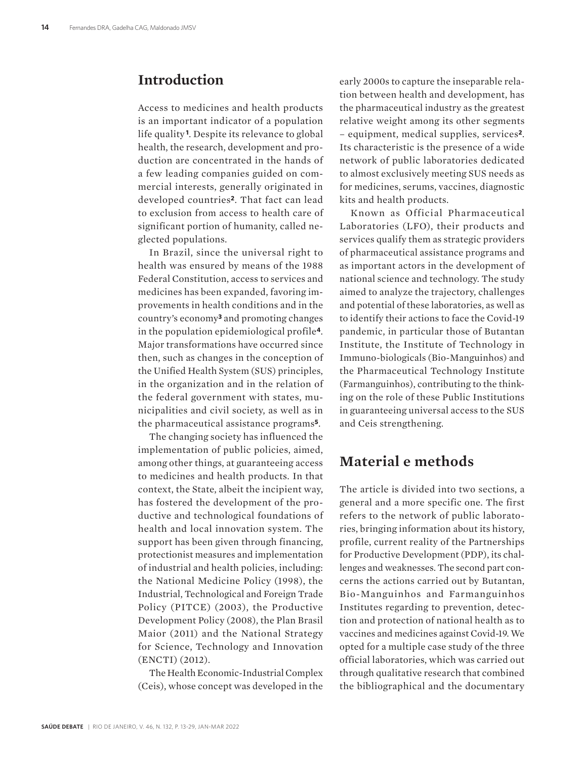## Introduction

Access to medicines and health products is an important indicator of a population life quality[1]. Despite its relevance to global health, the research, development and production are concentrated in the hands of a few leading companies guided on commercial interests, generally originated in developed countries[2]. That fact can lead to exclusion from access to health care of significant portion of humanity, called neglected populations.

In Brazil, since the universal right to health was ensured by means of the 1988 Federal Constitution, access to services and medicines has been expanded, favoring improvements in health conditions and in the country's economy[3] and promoting changes in the population epidemiological profile[4]. Major transformations have occurred since then, such as changes in the conception of the Unified Health System (SUS) principles, in the organization and in the relation of the federal government with states, municipalities and civil society, as well as in the pharmaceutical assistance programs[5].

The changing society has influenced the implementation of public policies, aimed, among other things, at guaranteeing access to medicines and health products. In that context, the State, albeit the incipient way, has fostered the development of the productive and technological foundations of health and local innovation system. The support has been given through financing, protectionist measures and implementation of industrial and health policies, including: the National Medicine Policy (1998), the Industrial, Technological and Foreign Trade Policy (PITCE) (2003), the Productive Development Policy (2008), the Plan Brasil Maior (2011) and the National Strategy for Science, Technology and Innovation (ENCTI) (2012).

The Health Economic-Industrial Complex (Ceis), whose concept was developed in the early 2000s to capture the inseparable relation between health and development, has the pharmaceutical industry as the greatest relative weight among its other segments – equipment, medical supplies, services[2]. Its characteristic is the presence of a wide network of public laboratories dedicated to almost exclusively meeting SUS needs as for medicines, serums, vaccines, diagnostic kits and health products.

Known as Official Pharmaceutical Laboratories (LFO), their products and services qualify them as strategic providers of pharmaceutical assistance programs and as important actors in the development of national science and technology. The study aimed to analyze the trajectory, challenges and potential of these laboratories, as well as to identify their actions to face the Covid-19 pandemic, in particular those of Butantan Institute, the Institute of Technology in Immuno-biologicals (Bio-Manguinhos) and the Pharmaceutical Technology Institute (Farmanguinhos), contributing to the thinking on the role of these Public Institutions in guaranteeing universal access to the SUS and Ceis strengthening.

## Material e methods

The article is divided into two sections, a general and a more specific one. The first refers to the network of public laboratories, bringing information about its history, profile, current reality of the Partnerships for Productive Development (PDP), its challenges and weaknesses. The second part concerns the actions carried out by Butantan, Bio-Manguinhos and Farmanguinhos Institutes regarding to prevention, detection and protection of national health as to vaccines and medicines against Covid-19. We opted for a multiple case study of the three official laboratories, which was carried out through qualitative research that combined the bibliographical and the documentary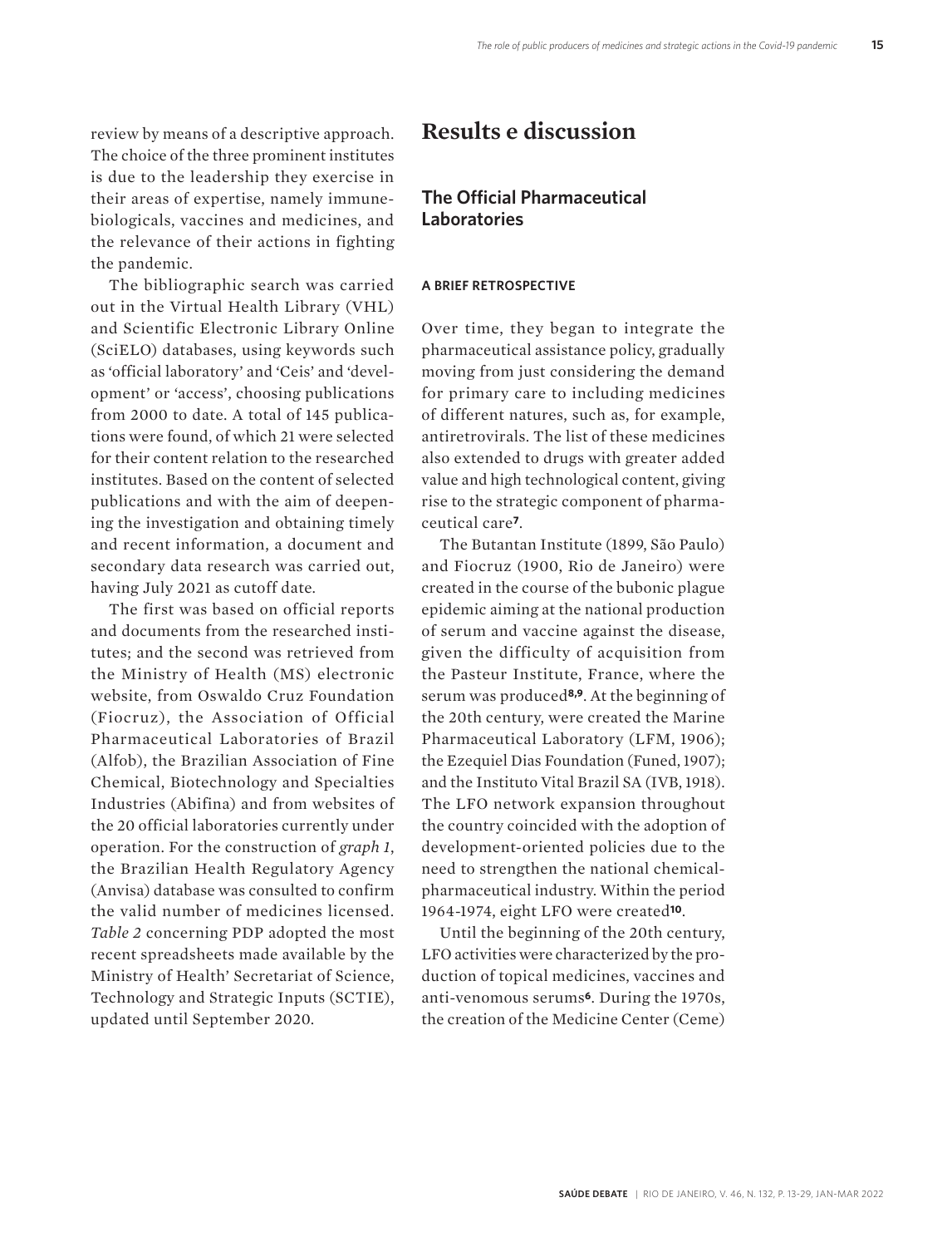review by means of a descriptive approach. The choice of the three prominent institutes is due to the leadership they exercise in their areas of expertise, namely immune-biologicals, vaccines and medicines, and the relevance of their actions in fighting the pandemic.

The bibliographic search was carried out in the Virtual Health Library (VHL) and Scientific Electronic Library Online (SciELO) databases, using keywords such as 'official laboratory' and 'Ceis' and 'development' or 'access', choosing publications from 2000 to date. A total of 145 publications were found, of which 21 were selected for their content relation to the researched institutes. Based on the content of selected publications and with the aim of deepening the investigation and obtaining timely and recent information, a document and secondary data research was carried out, having July 2021 as cutoff date.

The first was based on official reports and documents from the researched institutes; and the second was retrieved from the Ministry of Health (MS) electronic website, from Oswaldo Cruz Foundation (Fiocruz), the Association of Official Pharmaceutical Laboratories of Brazil (Alfob), the Brazilian Association of Fine Chemical, Biotechnology and Specialties Industries (Abifina) and from websites of the 20 official laboratories currently under operation. For the construction of *graph 1*, the Brazilian Health Regulatory Agency (Anvisa) database was consulted to confirm the valid number of medicines licensed. *Table 2* concerning PDP adopted the most recent spreadsheets made available by the Ministry of Health' Secretariat of Science, Technology and Strategic Inputs (SCTIE), updated until September 2020.

# Results e discussion

## The Official Pharmaceutical Laboratories

### A BRIEF RETROSPECTIVE

Over time, they began to integrate the pharmaceutical assistance policy, gradually moving from just considering the demand for primary care to including medicines of different natures, such as, for example, antiretrovirals. The list of these medicines also extended to drugs with greater added value and high technological content, giving rise to the strategic component of pharmaceutical care[7].

The Butantan Institute (1899, São Paulo) and Fiocruz (1900, Rio de Janeiro) were created in the course of the bubonic plague epidemic aiming at the national production of serum and vaccine against the disease, given the difficulty of acquisition from the Pasteur Institute, France, where the serum was produced[8,9]. At the beginning of the 20th century, were created the Marine Pharmaceutical Laboratory (LFM, 1906); the Ezequiel Dias Foundation (Funed, 1907); and the Instituto Vital Brazil SA (IVB, 1918). The LFO network expansion throughout the country coincided with the adoption of development-oriented policies due to the need to strengthen the national chemical-pharmaceutical industry. Within the period 1964-1974, eight LFO were created[10].

Until the beginning of the 20th century, LFO activities were characterized by the production of topical medicines, vaccines and anti-venomous serums[6]. During the 1970s, the creation of the Medicine Center (Ceme)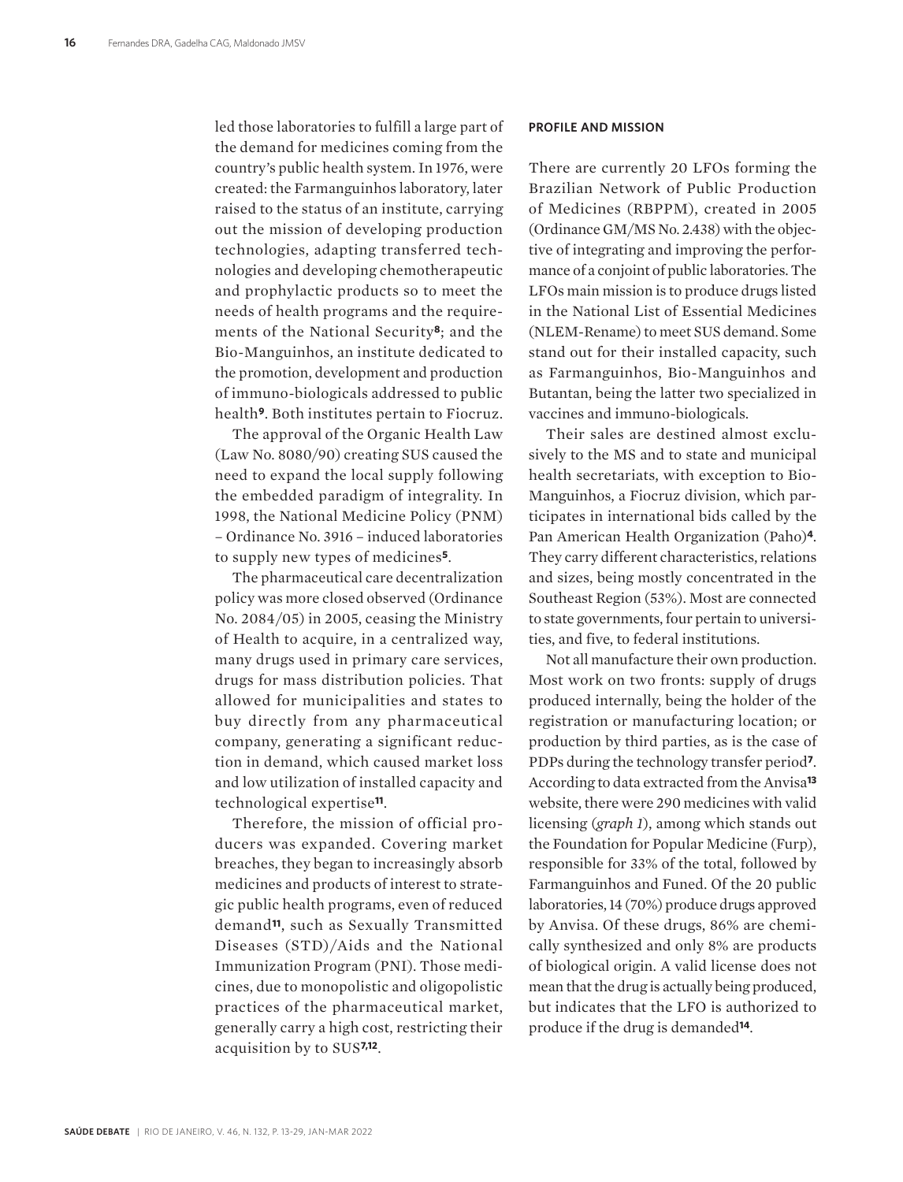led those laboratories to fulfill a large part of the demand for medicines coming from the country's public health system. In 1976, were created: the Farmanguinhos laboratory, later raised to the status of an institute, carrying out the mission of developing production technologies, adapting transferred technologies and developing chemotherapeutic and prophylactic products so to meet the needs of health programs and the requirements of the National Security[8]; and the Bio-Manguinhos, an institute dedicated to the promotion, development and production of immuno-biologicals addressed to public health[9]. Both institutes pertain to Fiocruz.

The approval of the Organic Health Law (Law No. 8080/90) creating SUS caused the need to expand the local supply following the embedded paradigm of integrality. In 1998, the National Medicine Policy (PNM) – Ordinance No. 3916 – induced laboratories to supply new types of medicines[5].

The pharmaceutical care decentralization policy was more closed observed (Ordinance No. 2084/05) in 2005, ceasing the Ministry of Health to acquire, in a centralized way, many drugs used in primary care services, drugs for mass distribution policies. That allowed for municipalities and states to buy directly from any pharmaceutical company, generating a significant reduction in demand, which caused market loss and low utilization of installed capacity and technological expertise[11].

Therefore, the mission of official producers was expanded. Covering market breaches, they began to increasingly absorb medicines and products of interest to strategic public health programs, even of reduced demand[11], such as Sexually Transmitted Diseases (STD)/Aids and the National Immunization Program (PNI). Those medicines, due to monopolistic and oligopolistic practices of the pharmaceutical market, generally carry a high cost, restricting their acquisition by to SUS[7,12].

## PROFILE AND MISSION

There are currently 20 LFOs forming the Brazilian Network of Public Production of Medicines (RBPPM), created in 2005 (Ordinance GM/MS No. 2.438) with the objective of integrating and improving the performance of a conjoint of public laboratories. The LFOs main mission is to produce drugs listed in the National List of Essential Medicines (NLEM-Rename) to meet SUS demand. Some stand out for their installed capacity, such as Farmanguinhos, Bio-Manguinhos and Butantan, being the latter two specialized in vaccines and immuno-biologicals.

Their sales are destined almost exclusively to the MS and to state and municipal health secretariats, with exception to Bio-Manguinhos, a Fiocruz division, which participates in international bids called by the Pan American Health Organization (Paho)[4]. They carry different characteristics, relations and sizes, being mostly concentrated in the Southeast Region (53%). Most are connected to state governments, four pertain to universities, and five, to federal institutions.

Not all manufacture their own production. Most work on two fronts: supply of drugs produced internally, being the holder of the registration or manufacturing location; or production by third parties, as is the case of PDPs during the technology transfer period[7]. According to data extracted from the Anvisa[13] website, there were 290 medicines with valid licensing (*graph 1*), among which stands out the Foundation for Popular Medicine (Furp), responsible for 33% of the total, followed by Farmanguinhos and Funed. Of the 20 public laboratories, 14 (70%) produce drugs approved by Anvisa. Of these drugs, 86% are chemically synthesized and only 8% are products of biological origin. A valid license does not mean that the drug is actually being produced, but indicates that the LFO is authorized to produce if the drug is demanded[14].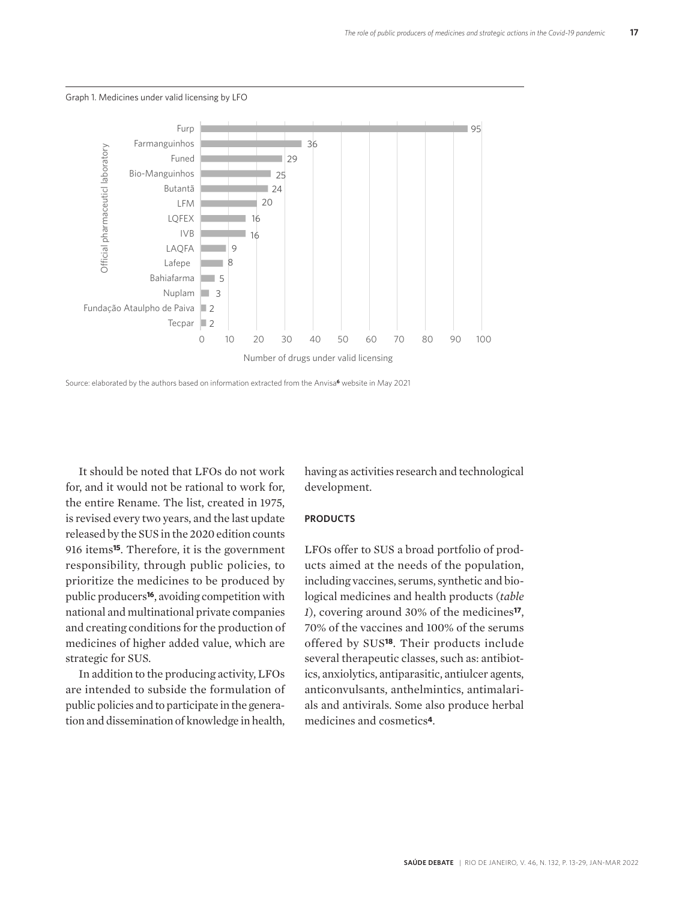Graph 1. Medicines under valid licensing by LFO

| Official pharmaceuticl laboratory | Number of drugs under valid licensing |
|---|---|
| Furp | 95 |
| Farmanguinhos | 36 |
| Funed | 29 |
| Bio-Manguinhos | 25 |
| Butantã | 24 |
| LFM | 20 |
| LQFEX | 16 |
| IVB | 16 |
| LAQFA | 9 |
| Lafepe | 8 |
| Bahiafarma | 5 |
| Nuplam | 3 |
| Fundação Ataulpho de Paiva | 2 |
| Tecpar | 2 |

Source: elaborated by the authors based on information extracted from the Anvisa[6] website in May 2021

It should be noted that LFOs do not work for, and it would not be rational to work for, the entire Rename. The list, created in 1975, is revised every two years, and the last update released by the SUS in the 2020 edition counts 916 items[15]. Therefore, it is the government responsibility, through public policies, to prioritize the medicines to be produced by public producers[16], avoiding competition with national and multinational private companies and creating conditions for the production of medicines of higher added value, which are strategic for SUS.

In addition to the producing activity, LFOs are intended to subside the formulation of public policies and to participate in the generation and dissemination of knowledge in health, having as activities research and technological development.

#### PRODUCTS

LFOs offer to SUS a broad portfolio of products aimed at the needs of the population, including vaccines, serums, synthetic and biological medicines and health products (*table 1*), covering around 30% of the medicines[17], 70% of the vaccines and 100% of the serums offered by SUS[18]. Their products include several therapeutic classes, such as: antibiotics, anxiolytics, antiparasitic, antiulcer agents, anticonvulsants, anthelmintics, antimalarials and antivirals. Some also produce herbal medicines and cosmetics[4].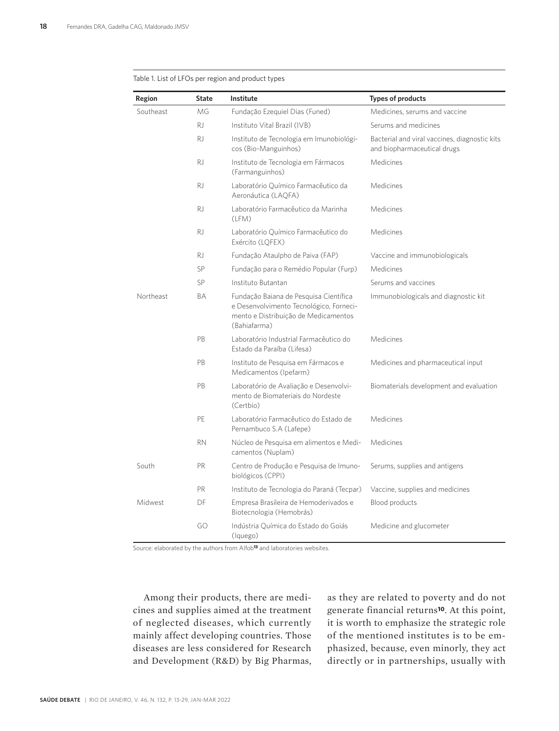Table 1. List of LFOs per region and product types

| Region | State | Institute | Types of products |
|---|---|---|---|
| Southeast | MG | Fundação Ezequiel Dias (Funed) | Medicines, serums and vaccine |
| | RJ | Instituto Vital Brazil (IVB) | Serums and medicines |
| | RJ | Instituto de Tecnologia em Imunobiológicos (Bio-Manguinhos) | Bacterial and viral vaccines, diagnostic kits and biopharmaceutical drugs |
| | RJ | Instituto de Tecnologia em Fármacos (Farmanguinhos) | Medicines |
| | RJ | Laboratório Químico Farmacêutico da Aeronáutica (LAQFA) | Medicines |
| | RJ | Laboratório Farmacêutico da Marinha (LFM) | Medicines |
| | RJ | Laboratório Químico Farmacêutico do Exército (LQFEX) | Medicines |
| | RJ | Fundação Ataulpho de Paiva (FAP) | Vaccine and immunobiologicals |
| | SP | Fundação para o Remédio Popular (Furp) | Medicines |
| | SP | Instituto Butantan | Serums and vaccines |
| Northeast | BA | Fundação Baiana de Pesquisa Científica e Desenvolvimento Tecnológico, Fornecimento e Distribuição de Medicamentos (Bahiafarma) | Immunobiologicals and diagnostic kit |
| | PB | Laboratório Industrial Farmacêutico do Estado da Paraíba (Lifesa) | Medicines |
| | PB | Instituto de Pesquisa em Fármacos e Medicamentos (Ipefarm) | Medicines and pharmaceutical input |
| | PB | Laboratório de Avaliação e Desenvolvimento de Biomateriais do Nordeste (Certbio) | Biomaterials development and evaluation |
| | PE | Laboratório Farmacêutico do Estado de Pernambuco S.A (Lafepe) | Medicines |
| | RN | Núcleo de Pesquisa em alimentos e Medicamentos (Nuplam) | Medicines |
| South | PR | Centro de Produção e Pesquisa de Imunobiológicos (CPPI) | Serums, supplies and antigens |
| | PR | Instituto de Tecnologia do Paraná (Tecpar) | Vaccine, supplies and medicines |
| Midwest | DF | Empresa Brasileira de Hemoderivados e Biotecnologia (Hemobrás) | Blood products |
| | GO | Indústria Química do Estado do Goiás (Iquego) | Medicine and glucometer |

Source: elaborated by the authors from Alfob[13] and laboratories websites.

Among their products, there are medicines and supplies aimed at the treatment of neglected diseases, which currently mainly affect developing countries. Those diseases are less considered for Research and Development (R&D) by Big Pharmas, as they are related to poverty and do not generate financial returns[10]. At this point, it is worth to emphasize the strategic role of the mentioned institutes is to be emphasized, because, even minorly, they act directly or in partnerships, usually with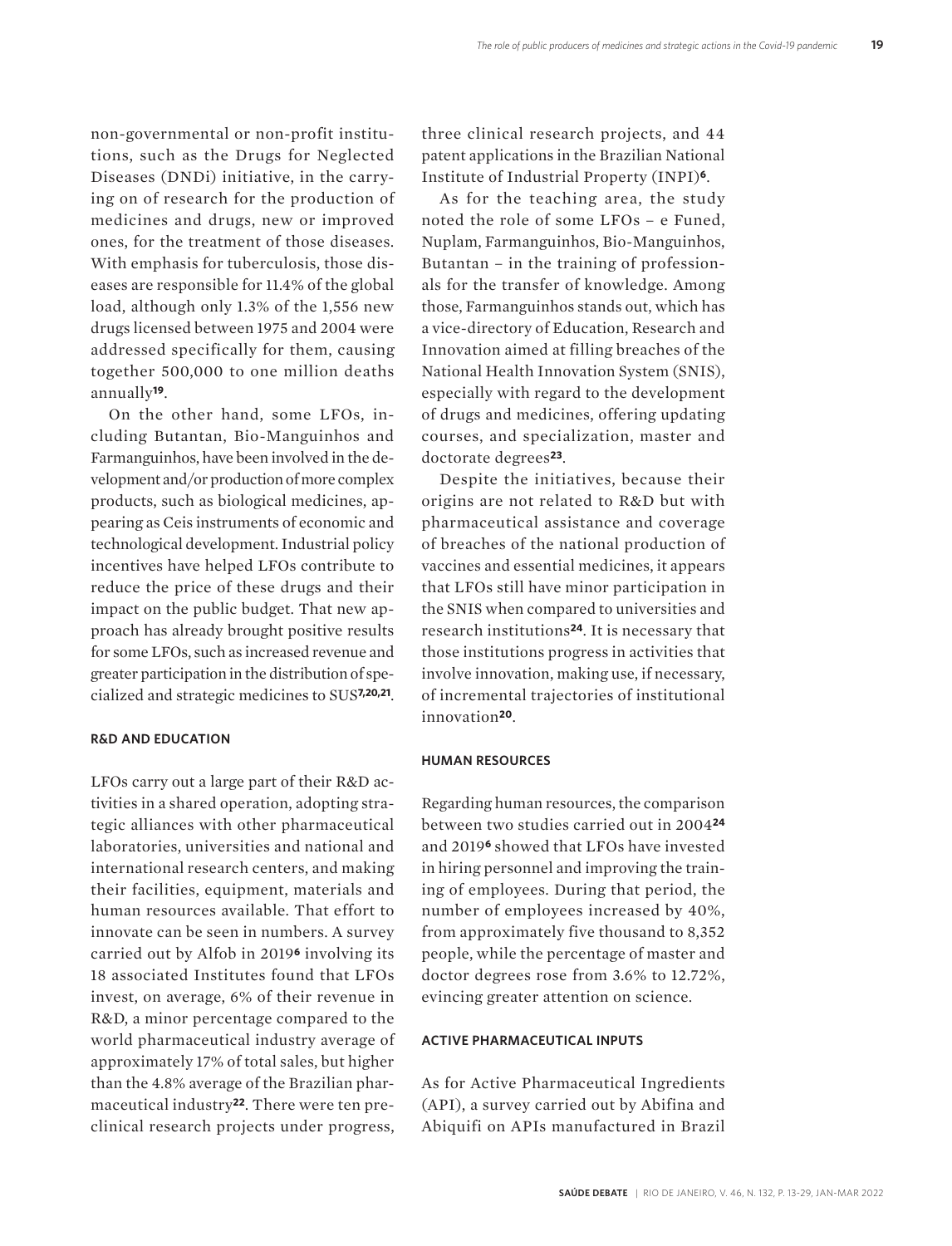non-governmental or non-profit institutions, such as the Drugs for Neglected Diseases (DNDi) initiative, in the carrying on of research for the production of medicines and drugs, new or improved ones, for the treatment of those diseases. With emphasis for tuberculosis, those diseases are responsible for 11.4% of the global load, although only 1.3% of the 1,556 new drugs licensed between 1975 and 2004 were addressed specifically for them, causing together 500,000 to one million deaths annually[19].

On the other hand, some LFOs, including Butantan, Bio-Manguinhos and Farmanguinhos, have been involved in the development and/or production of more complex products, such as biological medicines, appearing as Ceis instruments of economic and technological development. Industrial policy incentives have helped LFOs contribute to reduce the price of these drugs and their impact on the public budget. That new approach has already brought positive results for some LFOs, such as increased revenue and greater participation in the distribution of specialized and strategic medicines to SUS[7,20,21].

#### R&D AND EDUCATION

LFOs carry out a large part of their R&D activities in a shared operation, adopting strategic alliances with other pharmaceutical laboratories, universities and national and international research centers, and making their facilities, equipment, materials and human resources available. That effort to innovate can be seen in numbers. A survey carried out by Alfob in 2019[6] involving its 18 associated Institutes found that LFOs invest, on average, 6% of their revenue in R&D, a minor percentage compared to the world pharmaceutical industry average of approximately 17% of total sales, but higher than the 4.8% average of the Brazilian pharmaceutical industry[22]. There were ten preclinical research projects under progress, three clinical research projects, and 44 patent applications in the Brazilian National Institute of Industrial Property (INPI)[6].

As for the teaching area, the study noted the role of some LFOs – e Funed, Nuplam, Farmanguinhos, Bio-Manguinhos, Butantan – in the training of professionals for the transfer of knowledge. Among those, Farmanguinhos stands out, which has a vice-directory of Education, Research and Innovation aimed at filling breaches of the National Health Innovation System (SNIS), especially with regard to the development of drugs and medicines, offering updating courses, and specialization, master and doctorate degrees[23].

Despite the initiatives, because their origins are not related to R&D but with pharmaceutical assistance and coverage of breaches of the national production of vaccines and essential medicines, it appears that LFOs still have minor participation in the SNIS when compared to universities and research institutions[24]. It is necessary that those institutions progress in activities that involve innovation, making use, if necessary, of incremental trajectories of institutional innovation[20].

#### HUMAN RESOURCES

Regarding human resources, the comparison between two studies carried out in 2004[24] and 2019[6] showed that LFOs have invested in hiring personnel and improving the training of employees. During that period, the number of employees increased by 40%, from approximately five thousand to 8,352 people, while the percentage of master and doctor degrees rose from 3.6% to 12.72%, evincing greater attention on science.

#### ACTIVE PHARMACEUTICAL INPUTS

As for Active Pharmaceutical Ingredients (API), a survey carried out by Abifina and Abiquifi on APIs manufactured in Brazil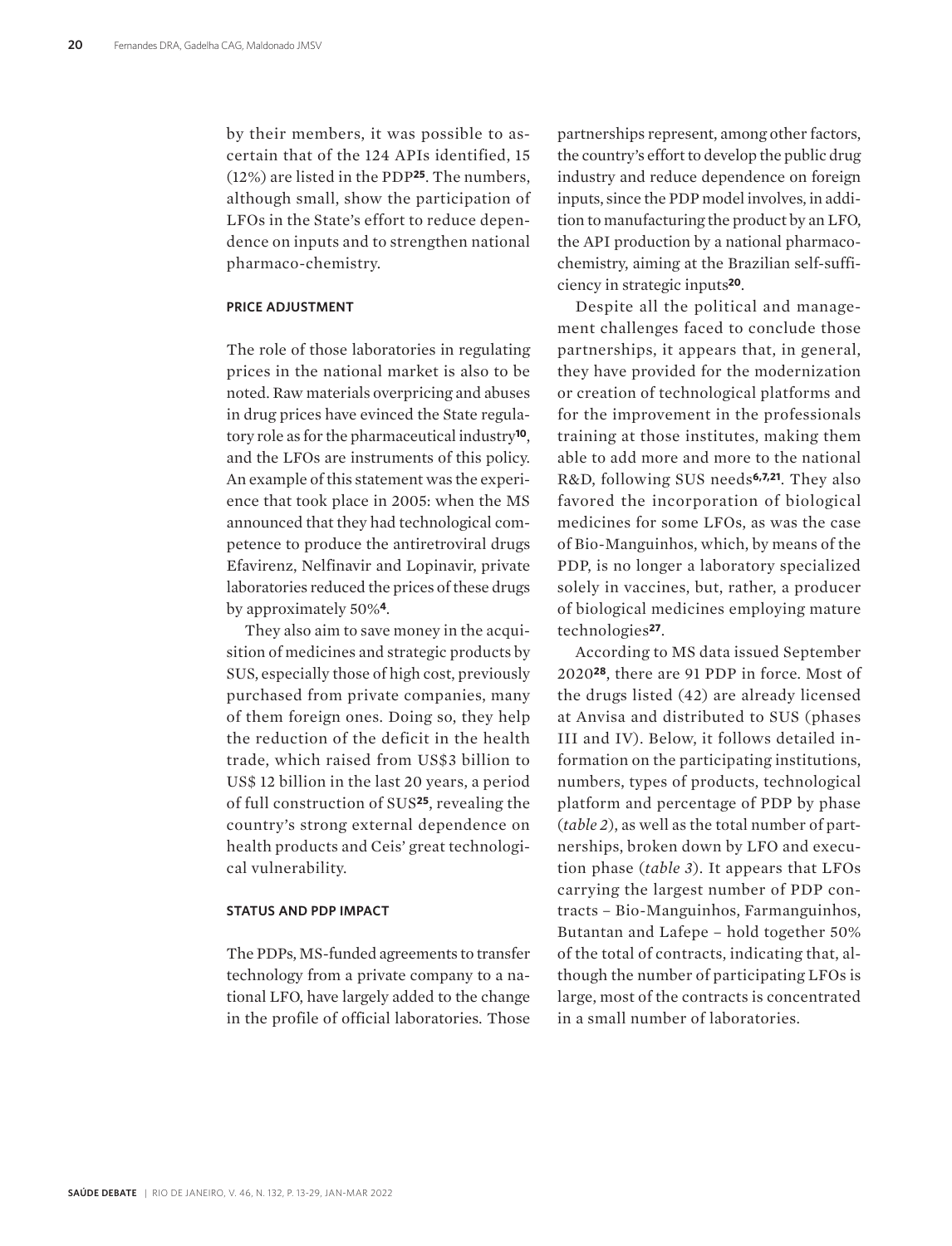by their members, it was possible to ascertain that of the 124 APIs identified, 15 (12%) are listed in the PDP[25]. The numbers, although small, show the participation of LFOs in the State's effort to reduce dependence on inputs and to strengthen national pharmaco-chemistry.

#### PRICE ADJUSTMENT

The role of those laboratories in regulating prices in the national market is also to be noted. Raw materials overpricing and abuses in drug prices have evinced the State regulatory role as for the pharmaceutical industry[10], and the LFOs are instruments of this policy. An example of this statement was the experience that took place in 2005: when the MS announced that they had technological competence to produce the antiretroviral drugs Efavirenz, Nelfinavir and Lopinavir, private laboratories reduced the prices of these drugs by approximately 50%[4].

They also aim to save money in the acquisition of medicines and strategic products by SUS, especially those of high cost, previously purchased from private companies, many of them foreign ones. Doing so, they help the reduction of the deficit in the health trade, which raised from US$3 billion to US$ 12 billion in the last 20 years, a period of full construction of SUS[25], revealing the country's strong external dependence on health products and Ceis' great technological vulnerability.

#### STATUS AND PDP IMPACT

The PDPs, MS-funded agreements to transfer technology from a private company to a national LFO, have largely added to the change in the profile of official laboratories. Those partnerships represent, among other factors, the country's effort to develop the public drug industry and reduce dependence on foreign inputs, since the PDP model involves, in addition to manufacturing the product by an LFO, the API production by a national pharmacochemistry, aiming at the Brazilian self-sufficiency in strategic inputs[20].

Despite all the political and management challenges faced to conclude those partnerships, it appears that, in general, they have provided for the modernization or creation of technological platforms and for the improvement in the professionals training at those institutes, making them able to add more and more to the national R&D, following SUS needs[6,7,21]. They also favored the incorporation of biological medicines for some LFOs, as was the case of Bio-Manguinhos, which, by means of the PDP, is no longer a laboratory specialized solely in vaccines, but, rather, a producer of biological medicines employing mature technologies[27].

According to MS data issued September 2020[28], there are 91 PDP in force. Most of the drugs listed (42) are already licensed at Anvisa and distributed to SUS (phases III and IV). Below, it follows detailed information on the participating institutions, numbers, types of products, technological platform and percentage of PDP by phase (*table 2*), as well as the total number of partnerships, broken down by LFO and execution phase (*table 3*). It appears that LFOs carrying the largest number of PDP contracts – Bio-Manguinhos, Farmanguinhos, Butantan and Lafepe – hold together 50% of the total of contracts, indicating that, although the number of participating LFOs is large, most of the contracts is concentrated in a small number of laboratories.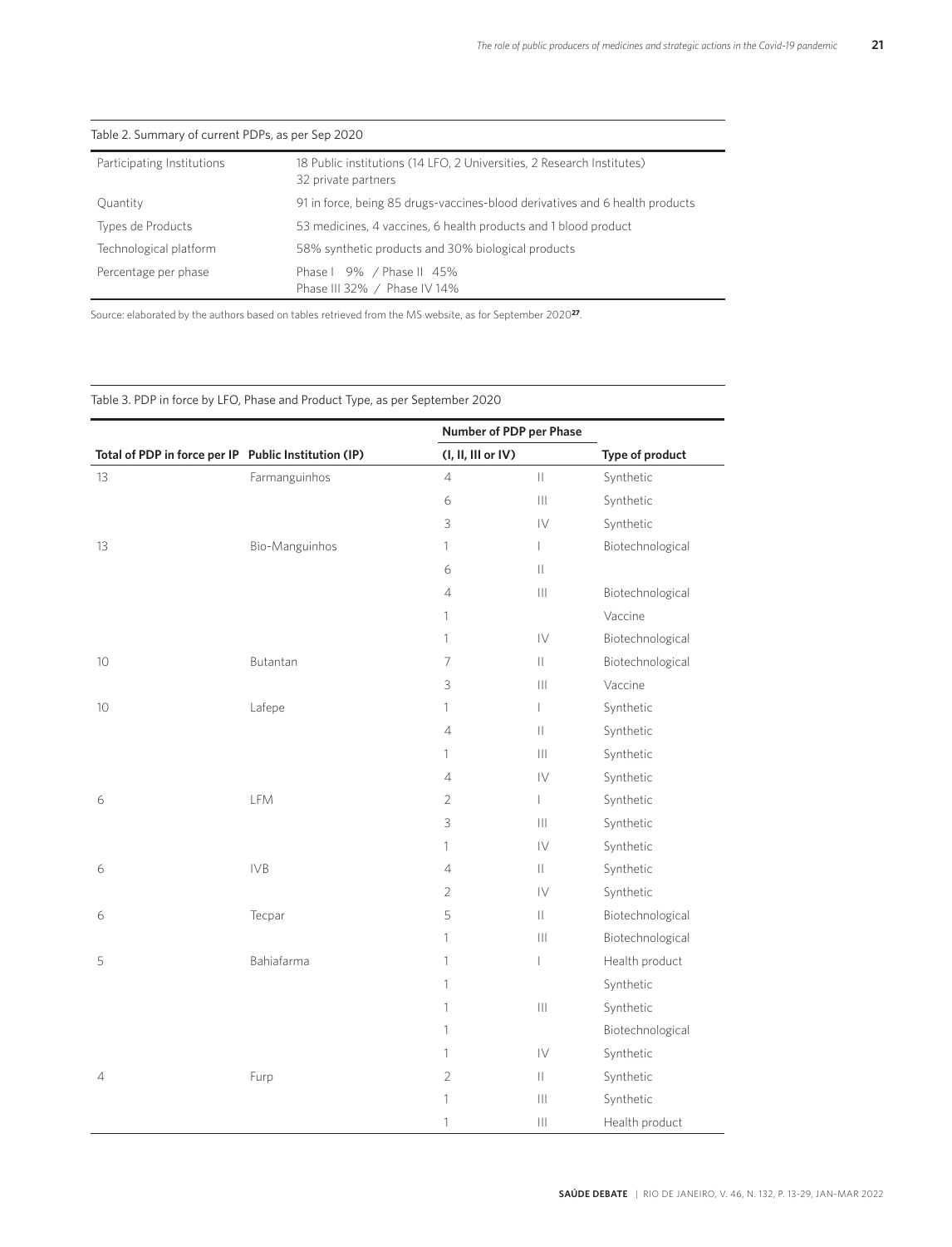Table 2. Summary of current PDPs, as per Sep 2020

| | |
|---|---|
| Participating Institutions | 18 Public institutions (14 LFO, 2 Universities, 2 Research Institutes) 32 private partners |
| Quantity | 91 in force, being 85 drugs-vaccines-blood derivatives and 6 health products |
| Types de Products | 53 medicines, 4 vaccines, 6 health products and 1 blood product |
| Technological platform | 58% synthetic products and 30% biological products |
| Percentage per phase | Phase I 9% / Phase II 45% Phase III 32% / Phase IV 14% |

Source: elaborated by the authors based on tables retrieved from the MS website, as for September 2020[27].

Table 3. PDP in force by LFO, Phase and Product Type, as per September 2020

| Total of PDP in force per IP | Public Institution (IP) | Number of PDP per Phase (I, II, III or IV) | | Type of product |
|---|---|---|---|---|
| 13 | Farmanguinhos | 4 | II | Synthetic |
| | | 6 | III | Synthetic |
| | | 3 | IV | Synthetic |
| 13 | Bio-Manguinhos | 1 | I | Biotechnological |
| | | 6 | II | |
| | | 4 | III | Biotechnological |
| | | 1 | | Vaccine |
| | | 1 | IV | Biotechnological |
| 10 | Butantan | 7 | II | Biotechnological |
| | | 3 | III | Vaccine |
| 10 | Lafepe | 1 | I | Synthetic |
| | | 4 | II | Synthetic |
| | | 1 | III | Synthetic |
| | | 4 | IV | Synthetic |
| 6 | LFM | 2 | I | Synthetic |
| | | 3 | III | Synthetic |
| | | 1 | IV | Synthetic |
| 6 | IVB | 4 | II | Synthetic |
| | | 2 | IV | Synthetic |
| 6 | Tecpar | 5 | II | Biotechnological |
| | | 1 | III | Biotechnological |
| 5 | Bahiafarma | 1 | I | Health product |
| | | 1 | | Synthetic |
| | | 1 | III | Synthetic |
| | | 1 | | Biotechnological |
| | | 1 | IV | Synthetic |
| 4 | Furp | 2 | II | Synthetic |
| | | 1 | III | Synthetic |
| | | 1 | III | Health product |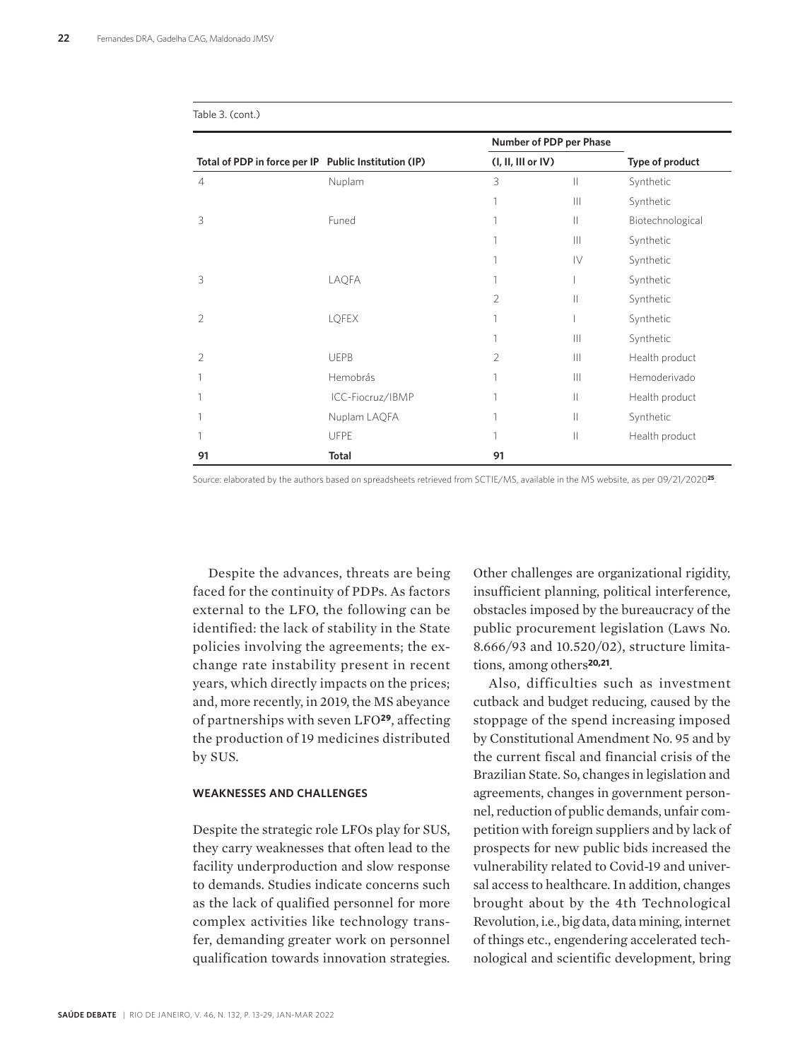Table 3. (cont.)

| Total of PDP in force per IP | Public Institution (IP) | Number of PDP per Phase (I, II, III or IV) | | Type of product |
|---|---|---|---|---|
| 4 | Nuplam | 3 | II | Synthetic |
| | | 1 | III | Synthetic |
| 3 | Funed | 1 | II | Biotechnological |
| | | 1 | III | Synthetic |
| | | 1 | IV | Synthetic |
| 3 | LAQFA | 1 | I | Synthetic |
| | | 2 | II | Synthetic |
| 2 | LQFEX | 1 | I | Synthetic |
| | | 1 | III | Synthetic |
| 2 | UEPB | 2 | III | Health product |
| 1 | Hemobrás | 1 | III | Hemoderivado |
| 1 | ICC-Fiocruz/IBMP | 1 | II | Health product |
| 1 | Nuplam LAQFA | 1 | II | Synthetic |
| 1 | UFPE | 1 | II | Health product |
| **91** | **Total** | **91** | | |

Source: elaborated by the authors based on spreadsheets retrieved from SCTIE/MS, available in the MS website, as per 09/21/2020[25].

Despite the advances, threats are being faced for the continuity of PDPs. As factors external to the LFO, the following can be identified: the lack of stability in the State policies involving the agreements; the exchange rate instability present in recent years, which directly impacts on the prices; and, more recently, in 2019, the MS abeyance of partnerships with seven LFO[29], affecting the production of 19 medicines distributed by SUS.

#### WEAKNESSES AND CHALLENGES

Despite the strategic role LFOs play for SUS, they carry weaknesses that often lead to the facility underproduction and slow response to demands. Studies indicate concerns such as the lack of qualified personnel for more complex activities like technology transfer, demanding greater work on personnel qualification towards innovation strategies. Other challenges are organizational rigidity, insufficient planning, political interference, obstacles imposed by the bureaucracy of the public procurement legislation (Laws No. 8.666/93 and 10.520/02), structure limitations, among others[20,21].

Also, difficulties such as investment cutback and budget reducing, caused by the stoppage of the spend increasing imposed by Constitutional Amendment No. 95 and by the current fiscal and financial crisis of the Brazilian State. So, changes in legislation and agreements, changes in government personnel, reduction of public demands, unfair competition with foreign suppliers and by lack of prospects for new public bids increased the vulnerability related to Covid-19 and universal access to healthcare. In addition, changes brought about by the 4th Technological Revolution, i.e., big data, data mining, internet of things etc., engendering accelerated technological and scientific development, bring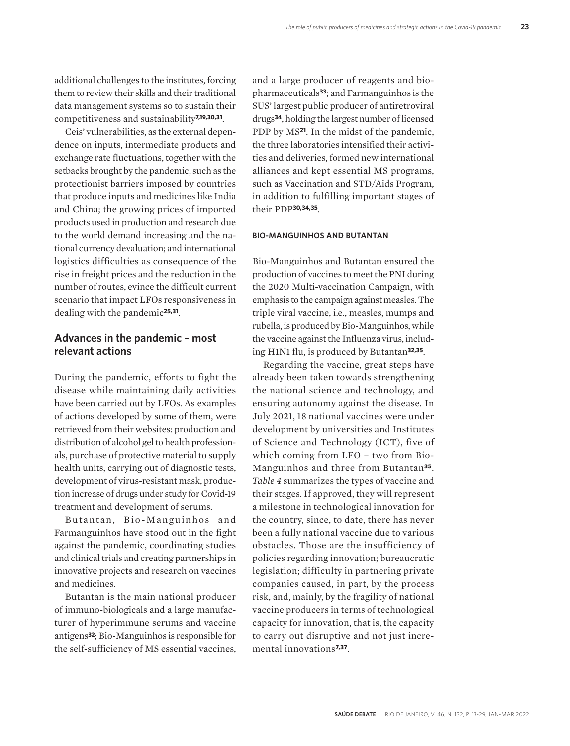additional challenges to the institutes, forcing them to review their skills and their traditional data management systems so to sustain their competitiveness and sustainability[7,19,30,31].

Ceis' vulnerabilities, as the external dependence on inputs, intermediate products and exchange rate fluctuations, together with the setbacks brought by the pandemic, such as the protectionist barriers imposed by countries that produce inputs and medicines like India and China; the growing prices of imported products used in production and research due to the world demand increasing and the national currency devaluation; and international logistics difficulties as consequence of the rise in freight prices and the reduction in the number of routes, evince the difficult current scenario that impact LFOs responsiveness in dealing with the pandemic[25,31].

## Advances in the pandemic – most relevant actions

During the pandemic, efforts to fight the disease while maintaining daily activities have been carried out by LFOs. As examples of actions developed by some of them, were retrieved from their websites: production and distribution of alcohol gel to health professionals, purchase of protective material to supply health units, carrying out of diagnostic tests, development of virus-resistant mask, production increase of drugs under study for Covid-19 treatment and development of serums.

Butantan, Bio-Manguinhos and Farmanguinhos have stood out in the fight against the pandemic, coordinating studies and clinical trials and creating partnerships in innovative projects and research on vaccines and medicines.

Butantan is the main national producer of immuno-biologicals and a large manufacturer of hyperimmune serums and vaccine antigens[32]; Bio-Manguinhos is responsible for the self-sufficiency of MS essential vaccines, and a large producer of reagents and biopharmaceuticals[33]; and Farmanguinhos is the SUS' largest public producer of antiretroviral drugs[34], holding the largest number of licensed PDP by MS[21]. In the midst of the pandemic, the three laboratories intensified their activities and deliveries, formed new international alliances and kept essential MS programs, such as Vaccination and STD/Aids Program, in addition to fulfilling important stages of their PDP[30,34,35].

### BIO-MANGUINHOS AND BUTANTAN

Bio-Manguinhos and Butantan ensured the production of vaccines to meet the PNI during the 2020 Multi-vaccination Campaign, with emphasis to the campaign against measles. The triple viral vaccine, i.e., measles, mumps and rubella, is produced by Bio-Manguinhos, while the vaccine against the Influenza virus, including H1N1 flu, is produced by Butantan[32,35].

Regarding the vaccine, great steps have already been taken towards strengthening the national science and technology, and ensuring autonomy against the disease. In July 2021, 18 national vaccines were under development by universities and Institutes of Science and Technology (ICT), five of which coming from LFO – two from Bio-Manguinhos and three from Butantan[35]. *Table 4* summarizes the types of vaccine and their stages. If approved, they will represent a milestone in technological innovation for the country, since, to date, there has never been a fully national vaccine due to various obstacles. Those are the insufficiency of policies regarding innovation; bureaucratic legislation; difficulty in partnering private companies caused, in part, by the process risk, and, mainly, by the fragility of national vaccine producers in terms of technological capacity for innovation, that is, the capacity to carry out disruptive and not just incremental innovations[7,37].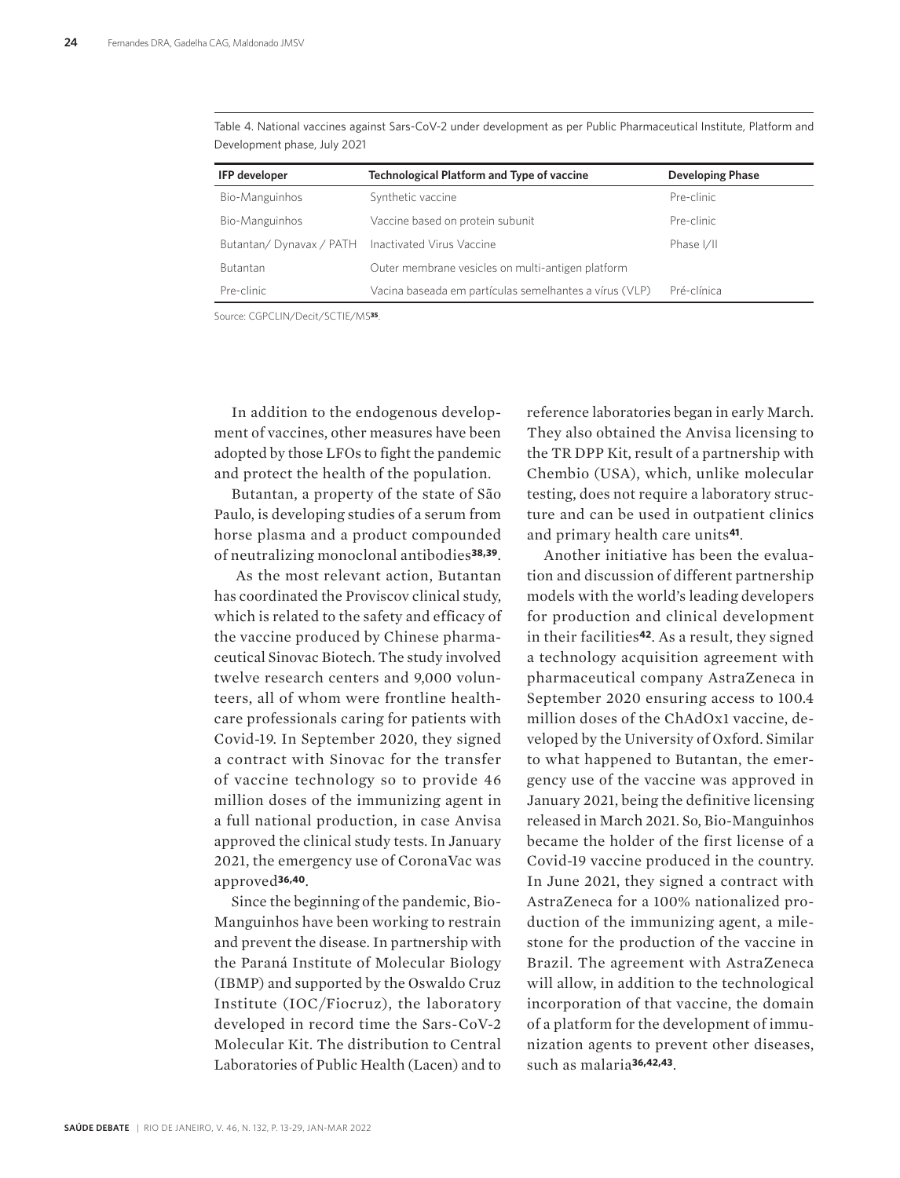Table 4. National vaccines against Sars-CoV-2 under development as per Public Pharmaceutical Institute, Platform and Development phase, July 2021

| IFP developer | Technological Platform and Type of vaccine | Developing Phase |
|---|---|---|
| Bio-Manguinhos | Synthetic vaccine | Pre-clinic |
| Bio-Manguinhos | Vaccine based on protein subunit | Pre-clinic |
| Butantan/ Dynavax / PATH | Inactivated Virus Vaccine | Phase I/II |
| Butantan | Outer membrane vesicles on multi-antigen platform | |
| Pre-clinic | Vacina baseada em partículas semelhantes a vírus (VLP) | Pré-clínica |

Source: CGPCLIN/Decit/SCTIE/MS[35].

In addition to the endogenous development of vaccines, other measures have been adopted by those LFOs to fight the pandemic and protect the health of the population.

Butantan, a property of the state of São Paulo, is developing studies of a serum from horse plasma and a product compounded of neutralizing monoclonal antibodies[38,39].

As the most relevant action, Butantan has coordinated the Proviscov clinical study, which is related to the safety and efficacy of the vaccine produced by Chinese pharmaceutical Sinovac Biotech. The study involved twelve research centers and 9,000 volunteers, all of whom were frontline healthcare professionals caring for patients with Covid-19. In September 2020, they signed a contract with Sinovac for the transfer of vaccine technology so to provide 46 million doses of the immunizing agent in a full national production, in case Anvisa approved the clinical study tests. In January 2021, the emergency use of CoronaVac was approved[36,40].

Since the beginning of the pandemic, Bio-Manguinhos have been working to restrain and prevent the disease. In partnership with the Paraná Institute of Molecular Biology (IBMP) and supported by the Oswaldo Cruz Institute (IOC/Fiocruz), the laboratory developed in record time the Sars-CoV-2 Molecular Kit. The distribution to Central Laboratories of Public Health (Lacen) and to reference laboratories began in early March. They also obtained the Anvisa licensing to the TR DPP Kit, result of a partnership with Chembio (USA), which, unlike molecular testing, does not require a laboratory structure and can be used in outpatient clinics and primary health care units[41].

Another initiative has been the evaluation and discussion of different partnership models with the world's leading developers for production and clinical development in their facilities[42]. As a result, they signed a technology acquisition agreement with pharmaceutical company AstraZeneca in September 2020 ensuring access to 100.4 million doses of the ChAdOx1 vaccine, developed by the University of Oxford. Similar to what happened to Butantan, the emergency use of the vaccine was approved in January 2021, being the definitive licensing released in March 2021. So, Bio-Manguinhos became the holder of the first license of a Covid-19 vaccine produced in the country. In June 2021, they signed a contract with AstraZeneca for a 100% nationalized production of the immunizing agent, a milestone for the production of the vaccine in Brazil. The agreement with AstraZeneca will allow, in addition to the technological incorporation of that vaccine, the domain of a platform for the development of immunization agents to prevent other diseases, such as malaria[36,42,43].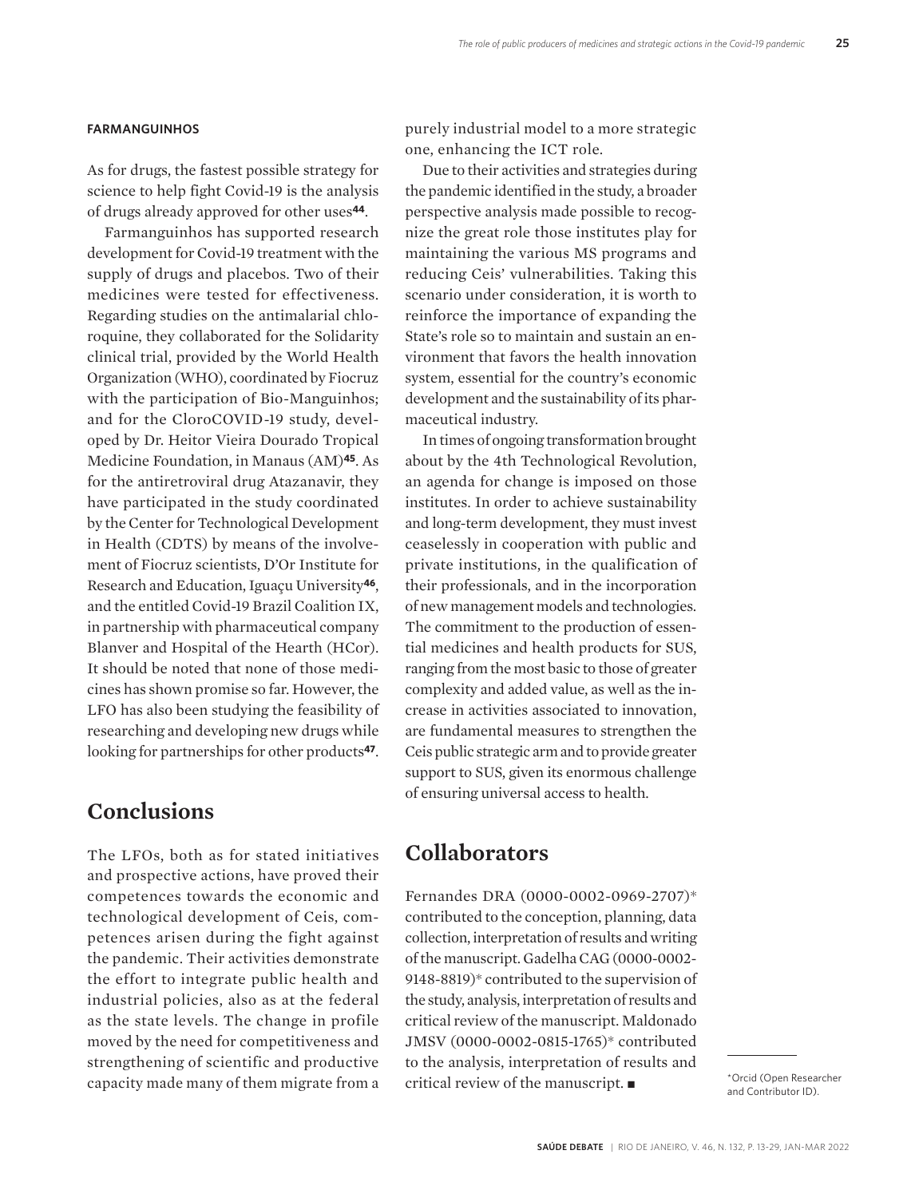**FARMANGUINHOS**

As for drugs, the fastest possible strategy for science to help fight Covid-19 is the analysis of drugs already approved for other uses[44].

Farmanguinhos has supported research development for Covid-19 treatment with the supply of drugs and placebos. Two of their medicines were tested for effectiveness. Regarding studies on the antimalarial chloroquine, they collaborated for the Solidarity clinical trial, provided by the World Health Organization (WHO), coordinated by Fiocruz with the participation of Bio-Manguinhos; and for the CloroCOVID-19 study, developed by Dr. Heitor Vieira Dourado Tropical Medicine Foundation, in Manaus (AM)[45]. As for the antiretroviral drug Atazanavir, they have participated in the study coordinated by the Center for Technological Development in Health (CDTS) by means of the involvement of Fiocruz scientists, D'Or Institute for Research and Education, Iguaçu University[46], and the entitled Covid-19 Brazil Coalition IX, in partnership with pharmaceutical company Blanver and Hospital of the Hearth (HCor). It should be noted that none of those medicines has shown promise so far. However, the LFO has also been studying the feasibility of researching and developing new drugs while looking for partnerships for other products[47].

## Conclusions

The LFOs, both as for stated initiatives and prospective actions, have proved their competences towards the economic and technological development of Ceis, competences arisen during the fight against the pandemic. Their activities demonstrate the effort to integrate public health and industrial policies, also as at the federal as the state levels. The change in profile moved by the need for competitiveness and strengthening of scientific and productive capacity made many of them migrate from a purely industrial model to a more strategic one, enhancing the ICT role.

Due to their activities and strategies during the pandemic identified in the study, a broader perspective analysis made possible to recognize the great role those institutes play for maintaining the various MS programs and reducing Ceis' vulnerabilities. Taking this scenario under consideration, it is worth to reinforce the importance of expanding the State's role so to maintain and sustain an environment that favors the health innovation system, essential for the country's economic development and the sustainability of its pharmaceutical industry.

In times of ongoing transformation brought about by the 4th Technological Revolution, an agenda for change is imposed on those institutes. In order to achieve sustainability and long-term development, they must invest ceaselessly in cooperation with public and private institutions, in the qualification of their professionals, and in the incorporation of new management models and technologies. The commitment to the production of essential medicines and health products for SUS, ranging from the most basic to those of greater complexity and added value, as well as the increase in activities associated to innovation, are fundamental measures to strengthen the Ceis public strategic arm and to provide greater support to SUS, given its enormous challenge of ensuring universal access to health.

## Collaborators

Fernandes DRA (0000-0002-0969-2707)* contributed to the conception, planning, data collection, interpretation of results and writing of the manuscript. Gadelha CAG (0000-0002-9148-8819)* contributed to the supervision of the study, analysis, interpretation of results and critical review of the manuscript. Maldonado JMSV (0000-0002-0815-1765)* contributed to the analysis, interpretation of results and critical review of the manuscript. ■

*Orcid (Open Researcher and Contributor ID).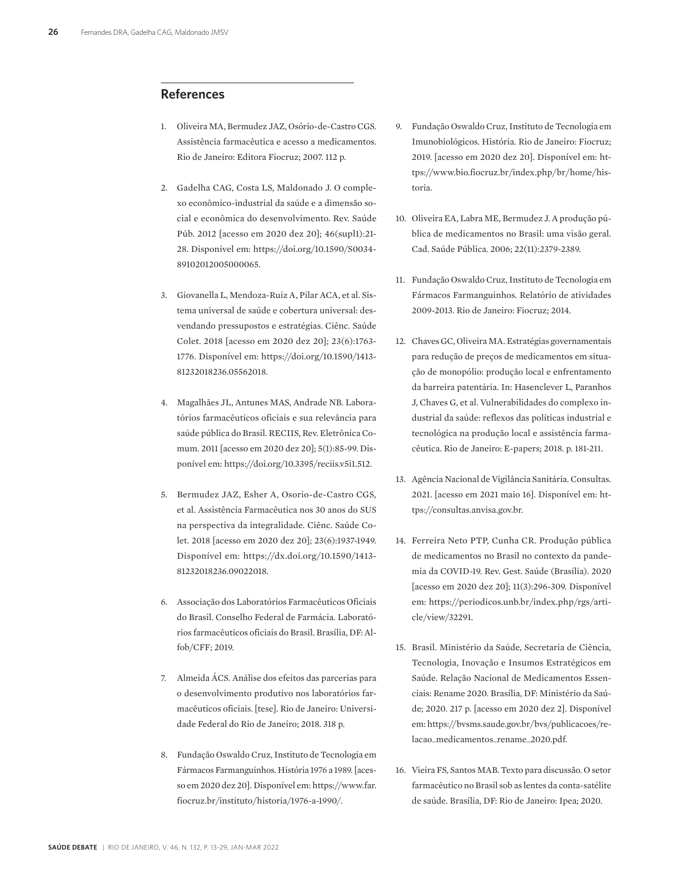## References

1. Oliveira MA, Bermudez JAZ, Osório-de-Castro CGS. Assistência farmacêutica e acesso a medicamentos. Rio de Janeiro: Editora Fiocruz; 2007. 112 p.

2. Gadelha CAG, Costa LS, Maldonado J. O complexo econômico-industrial da saúde e a dimensão social e econômica do desenvolvimento. Rev. Saúde Púb. 2012 [acesso em 2020 dez 20]; 46(supl1):21-28. Disponível em: https://doi.org/10.1590/S0034-89102012005000065.

3. Giovanella L, Mendoza-Ruiz A, Pilar ACA, et al. Sistema universal de saúde e cobertura universal: desvendando pressupostos e estratégias. Ciênc. Saúde Colet. 2018 [acesso em 2020 dez 20]; 23(6):1763-1776. Disponível em: https://doi.org/10.1590/1413-81232018236.05562018.

4. Magalhães JL, Antunes MAS, Andrade NB. Laboratórios farmacêuticos oficiais e sua relevância para saúde pública do Brasil. RECIIS, Rev. Eletrônica Comum. 2011 [acesso em 2020 dez 20]; 5(1):85-99. Disponível em: https://doi.org/10.3395/reciis.v5i1.512.

5. Bermudez JAZ, Esher A, Osorio-de-Castro CGS, et al. Assistência Farmacêutica nos 30 anos do SUS na perspectiva da integralidade. Ciênc. Saúde Colet. 2018 [acesso em 2020 dez 20]; 23(6):1937-1949. Disponível em: https://dx.doi.org/10.1590/1413-81232018236.09022018.

6. Associação dos Laboratórios Farmacêuticos Oficiais do Brasil. Conselho Federal de Farmácia. Laboratórios farmacêuticos oficiais do Brasil. Brasília, DF: Alfob/CFF; 2019.

7. Almeida ÁCS. Análise dos efeitos das parcerias para o desenvolvimento produtivo nos laboratórios farmacêuticos oficiais. [tese]. Rio de Janeiro: Universidade Federal do Rio de Janeiro; 2018. 318 p.

8. Fundação Oswaldo Cruz, Instituto de Tecnologia em Fármacos Farmanguinhos. História 1976 a 1989. [acesso em 2020 dez 20]. Disponível em: https://www.far.fiocruz.br/instituto/historia/1976-a-1990/.

9. Fundação Oswaldo Cruz, Instituto de Tecnologia em Imunobiológicos. História. Rio de Janeiro: Fiocruz; 2019. [acesso em 2020 dez 20]. Disponível em: https://www.bio.fiocruz.br/index.php/br/home/historia.

10. Oliveira EA, Labra ME, Bermudez J. A produção pública de medicamentos no Brasil: uma visão geral. Cad. Saúde Pública. 2006; 22(11):2379-2389.

11. Fundação Oswaldo Cruz, Instituto de Tecnologia em Fármacos Farmanguinhos. Relatório de atividades 2009-2013. Rio de Janeiro: Fiocruz; 2014.

12. Chaves GC, Oliveira MA. Estratégias governamentais para redução de preços de medicamentos em situação de monopólio: produção local e enfrentamento da barreira patentária. In: Hasenclever L, Paranhos J, Chaves G, et al. Vulnerabilidades do complexo industrial da saúde: reflexos das políticas industrial e tecnológica na produção local e assistência farmacêutica. Rio de Janeiro: E-papers; 2018. p. 181-211.

13. Agência Nacional de Vigilância Sanitária. Consultas. 2021. [acesso em 2021 maio 16]. Disponível em: https://consultas.anvisa.gov.br.

14. Ferreira Neto PTP, Cunha CR. Produção pública de medicamentos no Brasil no contexto da pandemia da COVID-19. Rev. Gest. Saúde (Brasília). 2020 [acesso em 2020 dez 20]; 11(3):296-309. Disponível em: https://periodicos.unb.br/index.php/rgs/article/view/32291.

15. Brasil. Ministério da Saúde, Secretaria de Ciência, Tecnologia, Inovação e Insumos Estratégicos em Saúde. Relação Nacional de Medicamentos Essenciais: Rename 2020. Brasília, DF: Ministério da Saúde; 2020. 217 p. [acesso em 2020 dez 2]. Disponível em: https://bvsms.saude.gov.br/bvs/publicacoes/relacao_medicamentos_rename_2020.pdf.

16. Vieira FS, Santos MAB. Texto para discussão. O setor farmacêutico no Brasil sob as lentes da conta-satélite de saúde. Brasília, DF: Rio de Janeiro: Ipea; 2020.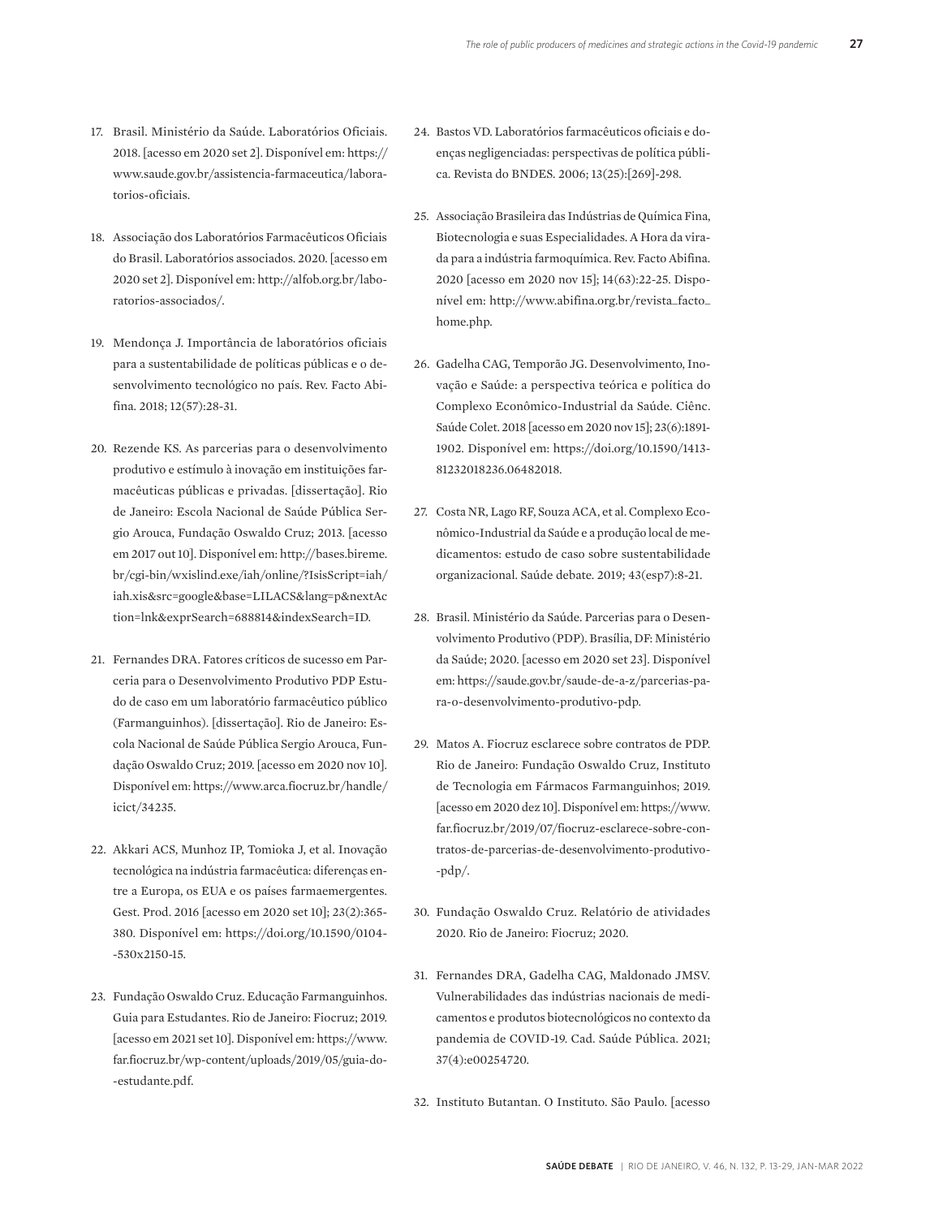17. Brasil. Ministério da Saúde. Laboratórios Oficiais. 2018. [acesso em 2020 set 2]. Disponível em: https://www.saude.gov.br/assistencia-farmaceutica/laboratorios-oficiais.

18. Associação dos Laboratórios Farmacêuticos Oficiais do Brasil. Laboratórios associados. 2020. [acesso em 2020 set 2]. Disponível em: http://alfob.org.br/laboratorios-associados/.

19. Mendonça J. Importância de laboratórios oficiais para a sustentabilidade de políticas públicas e o desenvolvimento tecnológico no país. Rev. Facto Abifina. 2018; 12(57):28-31.

20. Rezende KS. As parcerias para o desenvolvimento produtivo e estímulo à inovação em instituições farmacêuticas públicas e privadas. [dissertação]. Rio de Janeiro: Escola Nacional de Saúde Pública Sergio Arouca, Fundação Oswaldo Cruz; 2013. [acesso em 2017 out 10]. Disponível em: http://bases.bireme.br/cgi-bin/wxislind.exe/iah/online/?IsisScript=iah/iah.xis&src=google&base=LILACS&lang=p&nextAction=lnk&exprSearch=688814&indexSearch=ID.

21. Fernandes DRA. Fatores críticos de sucesso em Parceria para o Desenvolvimento Produtivo PDP Estudo de caso em um laboratório farmacêutico público (Farmanguinhos). [dissertação]. Rio de Janeiro: Escola Nacional de Saúde Pública Sergio Arouca, Fundação Oswaldo Cruz; 2019. [acesso em 2020 nov 10]. Disponível em: https://www.arca.fiocruz.br/handle/icict/34235.

22. Akkari ACS, Munhoz IP, Tomioka J, et al. Inovação tecnológica na indústria farmacêutica: diferenças entre a Europa, os EUA e os países farmaemergentes. Gest. Prod. 2016 [acesso em 2020 set 10]; 23(2):365-380. Disponível em: https://doi.org/10.1590/0104-530x2150-15.

23. Fundação Oswaldo Cruz. Educação Farmanguinhos. Guia para Estudantes. Rio de Janeiro: Fiocruz; 2019. [acesso em 2021 set 10]. Disponível em: https://www.far.fiocruz.br/wp-content/uploads/2019/05/guia-do-estudante.pdf.

24. Bastos VD. Laboratórios farmacêuticos oficiais e doenças negligenciadas: perspectivas de política pública. Revista do BNDES. 2006; 13(25):[269]-298.

25. Associação Brasileira das Indústrias de Química Fina, Biotecnologia e suas Especialidades. A Hora da virada para a indústria farmoquímica. Rev. Facto Abifina. 2020 [acesso em 2020 nov 15]; 14(63):22-25. Disponível em: http://www.abifina.org.br/revista_facto_home.php.

26. Gadelha CAG, Temporão JG. Desenvolvimento, Inovação e Saúde: a perspectiva teórica e política do Complexo Econômico-Industrial da Saúde. Ciênc. Saúde Colet. 2018 [acesso em 2020 nov 15]; 23(6):1891-1902. Disponível em: https://doi.org/10.1590/1413-81232018236.06482018.

27. Costa NR, Lago RF, Souza ACA, et al. Complexo Econômico-Industrial da Saúde e a produção local de medicamentos: estudo de caso sobre sustentabilidade organizacional. Saúde debate. 2019; 43(esp7):8-21.

28. Brasil. Ministério da Saúde. Parcerias para o Desenvolvimento Produtivo (PDP). Brasília, DF: Ministério da Saúde; 2020. [acesso em 2020 set 23]. Disponível em: https://saude.gov.br/saude-de-a-z/parcerias-para-o-desenvolvimento-produtivo-pdp.

29. Matos A. Fiocruz esclarece sobre contratos de PDP. Rio de Janeiro: Fundação Oswaldo Cruz, Instituto de Tecnologia em Fármacos Farmanguinhos; 2019. [acesso em 2020 dez 10]. Disponível em: https://www.far.fiocruz.br/2019/07/fiocruz-esclarece-sobre-contratos-de-parcerias-de-desenvolvimento-produtivo-pdp/.

30. Fundação Oswaldo Cruz. Relatório de atividades 2020. Rio de Janeiro: Fiocruz; 2020.

31. Fernandes DRA, Gadelha CAG, Maldonado JMSV. Vulnerabilidades das indústrias nacionais de medicamentos e produtos biotecnológicos no contexto da pandemia de COVID-19. Cad. Saúde Pública. 2021; 37(4):e00254720.

32. Instituto Butantan. O Instituto. São Paulo. [acesso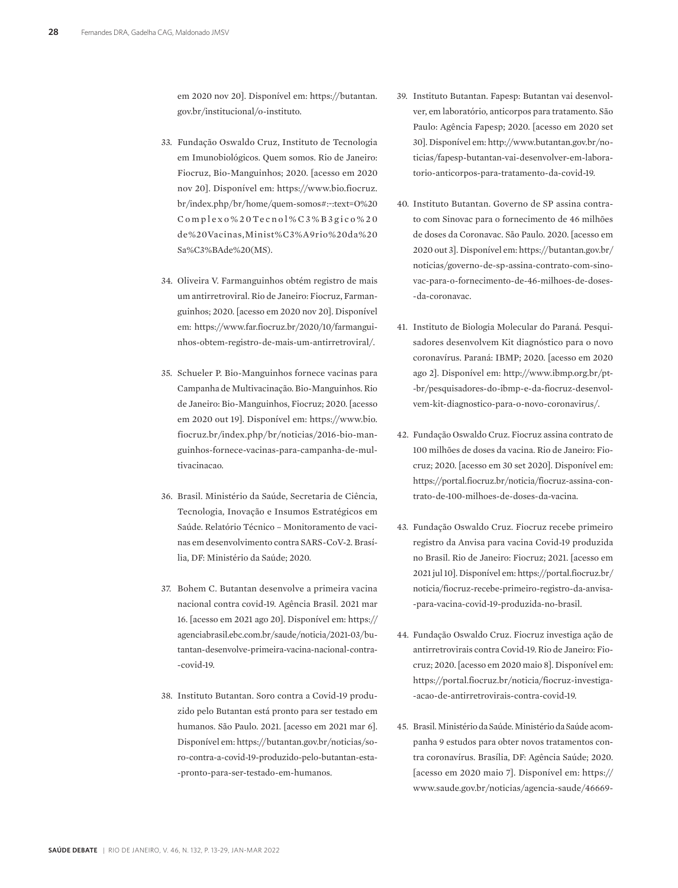em 2020 nov 20]. Disponível em: https://butantan.gov.br/institucional/o-instituto.

33. Fundação Oswaldo Cruz, Instituto de Tecnologia em Imunobiológicos. Quem somos. Rio de Janeiro: Fiocruz, Bio-Manguinhos; 2020. [acesso em 2020 nov 20]. Disponível em: https://www.bio.fiocruz.br/index.php/br/home/quem-somos#:~:text=O%20Complexo%20Tecnol%C3%B3gico%20de%20Vacinas,Minist%C3%A9rio%20da%20Sa%C3%BAde%20(MS).

34. Oliveira V. Farmanguinhos obtém registro de mais um antirretroviral. Rio de Janeiro: Fiocruz, Farmanguinhos; 2020. [acesso em 2020 nov 20]. Disponível em: https://www.far.fiocruz.br/2020/10/farmanguinhos-obtem-registro-de-mais-um-antirretroviral/.

35. Schueler P. Bio-Manguinhos fornece vacinas para Campanha de Multivacinação. Bio-Manguinhos. Rio de Janeiro: Bio-Manguinhos, Fiocruz; 2020. [acesso em 2020 out 19]. Disponível em: https://www.bio.fiocruz.br/index.php/br/noticias/2016-bio-manguinhos-fornece-vacinas-para-campanha-de-multivacinacao.

36. Brasil. Ministério da Saúde, Secretaria de Ciência, Tecnologia, Inovação e Insumos Estratégicos em Saúde. Relatório Técnico – Monitoramento de vacinas em desenvolvimento contra SARS-CoV-2. Brasília, DF: Ministério da Saúde; 2020.

37. Bohem C. Butantan desenvolve a primeira vacina nacional contra covid-19. Agência Brasil. 2021 mar 16. [acesso em 2021 ago 20]. Disponível em: https://agenciabrasil.ebc.com.br/saude/noticia/2021-03/butantan-desenvolve-primeira-vacina-nacional-contra-covid-19.

38. Instituto Butantan. Soro contra a Covid-19 produzido pelo Butantan está pronto para ser testado em humanos. São Paulo. 2021. [acesso em 2021 mar 6]. Disponível em: https://butantan.gov.br/noticias/soro-contra-a-covid-19-produzido-pelo-butantan-esta-pronto-para-ser-testado-em-humanos.

39. Instituto Butantan. Fapesp: Butantan vai desenvolver, em laboratório, anticorpos para tratamento. São Paulo: Agência Fapesp; 2020. [acesso em 2020 set 30]. Disponível em: http://www.butantan.gov.br/noticias/fapesp-butantan-vai-desenvolver-em-laboratorio-anticorpos-para-tratamento-da-covid-19.

40. Instituto Butantan. Governo de SP assina contrato com Sinovac para o fornecimento de 46 milhões de doses da Coronavac. São Paulo. 2020. [acesso em 2020 out 3]. Disponível em: https://butantan.gov.br/noticias/governo-de-sp-assina-contrato-com-sinovac-para-o-fornecimento-de-46-milhoes-de-doses-da-coronavac.

41. Instituto de Biologia Molecular do Paraná. Pesquisadores desenvolvem Kit diagnóstico para o novo coronavírus. Paraná: IBMP; 2020. [acesso em 2020 ago 2]. Disponível em: http://www.ibmp.org.br/pt-br/pesquisadores-do-ibmp-e-da-fiocruz-desenvolvem-kit-diagnostico-para-o-novo-coronavirus/.

42. Fundação Oswaldo Cruz. Fiocruz assina contrato de 100 milhões de doses da vacina. Rio de Janeiro: Fiocruz; 2020. [acesso em 30 set 2020]. Disponível em: https://portal.fiocruz.br/noticia/fiocruz-assina-contrato-de-100-milhoes-de-doses-da-vacina.

43. Fundação Oswaldo Cruz. Fiocruz recebe primeiro registro da Anvisa para vacina Covid-19 produzida no Brasil. Rio de Janeiro: Fiocruz; 2021. [acesso em 2021 jul 10]. Disponível em: https://portal.fiocruz.br/noticia/fiocruz-recebe-primeiro-registro-da-anvisa-para-vacina-covid-19-produzida-no-brasil.

44. Fundação Oswaldo Cruz. Fiocruz investiga ação de antirretrovirais contra Covid-19. Rio de Janeiro: Fiocruz; 2020. [acesso em 2020 maio 8]. Disponível em: https://portal.fiocruz.br/noticia/fiocruz-investiga-acao-de-antirretrovirais-contra-covid-19.

45. Brasil. Ministério da Saúde. Ministério da Saúde acompanha 9 estudos para obter novos tratamentos contra coronavírus. Brasília, DF: Agência Saúde; 2020. [acesso em 2020 maio 7]. Disponível em: https://www.saude.gov.br/noticias/agencia-saude/46669-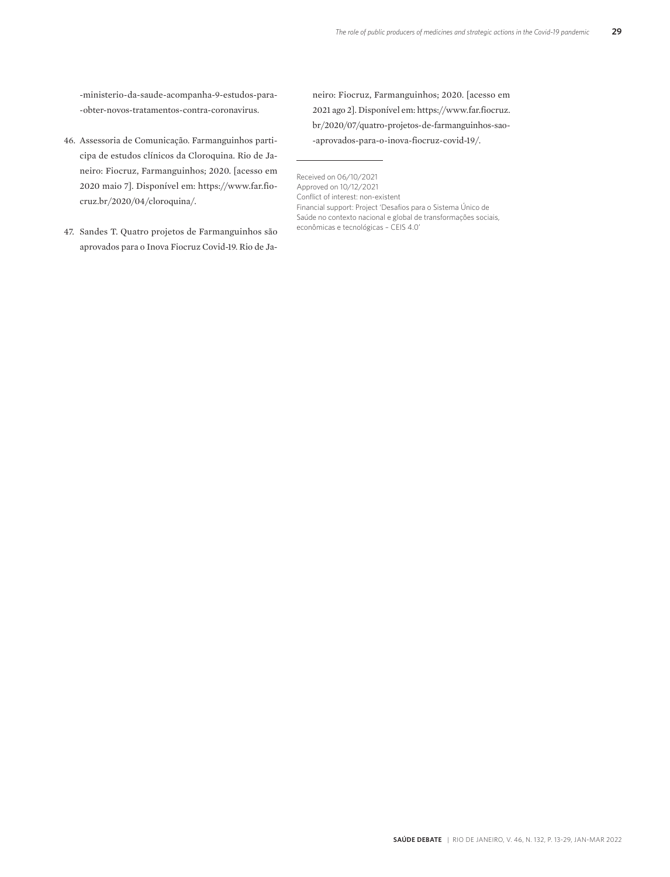-ministerio-da-saude-acompanha-9-estudos-para--obter-novos-tratamentos-contra-coronavirus.

46. Assessoria de Comunicação. Farmanguinhos participa de estudos clínicos da Cloroquina. Rio de Janeiro: Fiocruz, Farmanguinhos; 2020. [acesso em 2020 maio 7]. Disponível em: https://www.far.fiocruz.br/2020/04/cloroquina/.

47. Sandes T. Quatro projetos de Farmanguinhos são aprovados para o Inova Fiocruz Covid-19. Rio de Janeiro: Fiocruz, Farmanguinhos; 2020. [acesso em 2021 ago 2]. Disponível em: https://www.far.fiocruz.br/2020/07/quatro-projetos-de-farmanguinhos-sao--aprovados-para-o-inova-fiocruz-covid-19/.

---

Received on 06/10/2021
Approved on 10/12/2021
Conflict of interest: non-existent
Financial support: Project 'Desafios para o Sistema Único de Saúde no contexto nacional e global de transformações sociais, econômicas e tecnológicas – CEIS 4.0'